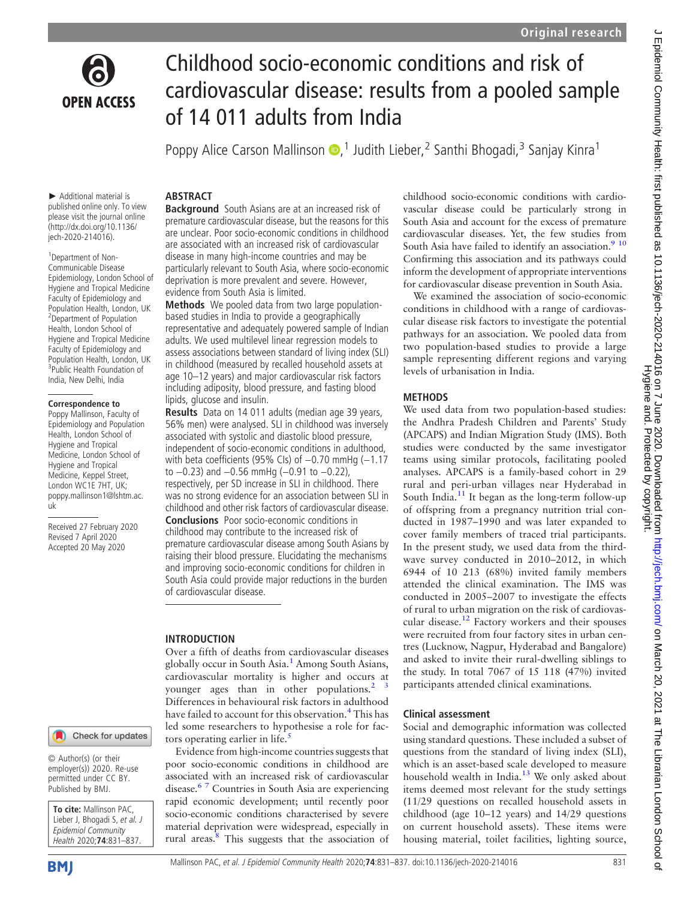# Childhood socio-economic conditions and risk of cardiovascular disease: results from a pooled sample of 14 011 adults from India

Poppy Alice Carson Mallinson,[1] Judith Lieber,[2] Santhi Bhogadi,[3] Sanjay Kinra[1]

► Additional material is published online only. To view please visit the journal online (http://dx.doi.org/10.1136/jech-2020-214016).

[1]Department of Non-Communicable Disease Epidemiology, London School of Hygiene and Tropical Medicine Faculty of Epidemiology and Population Health, London, UK
[2]Department of Population Health, London School of Hygiene and Tropical Medicine Faculty of Epidemiology and Population Health, London, UK
[3]Public Health Foundation of India, New Delhi, India

**Correspondence to**
Poppy Mallinson, Faculty of Epidemiology and Population Health, London School of Hygiene and Tropical Medicine, London School of Hygiene and Tropical Medicine, Keppel Street, London WC1E 7HT, UK; poppy.mallinson1@lshtm.ac.uk

Received 27 February 2020
Revised 7 April 2020
Accepted 20 May 2020

© Author(s) (or their employer(s)) 2020. Re-use permitted under CC BY. Published by BMJ.

**To cite:** Mallinson PAC, Lieber J, Bhogadi S, *et al*. *J Epidemiol Community Health* 2020;**74**:831–837.

## ABSTRACT

**Background** South Asians are at an increased risk of premature cardiovascular disease, but the reasons for this are unclear. Poor socio-economic conditions in childhood are associated with an increased risk of cardiovascular disease in many high-income countries and may be particularly relevant to South Asia, where socio-economic deprivation is more prevalent and severe. However, evidence from South Asia is limited.

**Methods** We pooled data from two large population-based studies in India to provide a geographically representative and adequately powered sample of Indian adults. We used multilevel linear regression models to assess associations between standard of living index (SLI) in childhood (measured by recalled household assets at age 10–12 years) and major cardiovascular risk factors including adiposity, blood pressure, and fasting blood lipids, glucose and insulin.

**Results** Data on 14 011 adults (median age 39 years, 56% men) were analysed. SLI in childhood was inversely associated with systolic and diastolic blood pressure, independent of socio-economic conditions in adulthood, with beta coefficients (95% CIs) of −0.70 mmHg (−1.17 to −0.23) and −0.56 mmHg (−0.91 to −0.22), respectively, per SD increase in SLI in childhood. There was no strong evidence for an association between SLI in childhood and other risk factors of cardiovascular disease.

**Conclusions** Poor socio-economic conditions in childhood may contribute to the increased risk of premature cardiovascular disease among South Asians by raising their blood pressure. Elucidating the mechanisms and improving socio-economic conditions for children in South Asia could provide major reductions in the burden of cardiovascular disease.

## INTRODUCTION

Over a fifth of deaths from cardiovascular diseases globally occur in South Asia.[1] Among South Asians, cardiovascular mortality is higher and occurs at younger ages than in other populations.[2 3] Differences in behavioural risk factors in adulthood have failed to account for this observation.[4] This has led some researchers to hypothesise a role for factors operating earlier in life.[5]

Evidence from high-income countries suggests that poor socio-economic conditions in childhood are associated with an increased risk of cardiovascular disease.[6 7] Countries in South Asia are experiencing rapid economic development; until recently poor socio-economic conditions characterised by severe material deprivation were widespread, especially in rural areas.[8] This suggests that the association of childhood socio-economic conditions with cardiovascular disease could be particularly strong in South Asia and account for the excess of premature cardiovascular diseases. Yet, the few studies from South Asia have failed to identify an association.[9 10] Confirming this association and its pathways could inform the development of appropriate interventions for cardiovascular disease prevention in South Asia.

We examined the association of socio-economic conditions in childhood with a range of cardiovascular disease risk factors to investigate the potential pathways for an association. We pooled data from two population-based studies to provide a large sample representing different regions and varying levels of urbanisation in India.

## METHODS

We used data from two population-based studies: the Andhra Pradesh Children and Parents' Study (APCAPS) and Indian Migration Study (IMS). Both studies were conducted by the same investigator teams using similar protocols, facilitating pooled analyses. APCAPS is a family-based cohort in 29 rural and peri-urban villages near Hyderabad in South India.[11] It began as the long-term follow-up of offspring from a pregnancy nutrition trial conducted in 1987–1990 and was later expanded to cover family members of traced trial participants. In the present study, we used data from the third-wave survey conducted in 2010–2012, in which 6944 of 10 213 (68%) invited family members attended the clinical examination. The IMS was conducted in 2005–2007 to investigate the effects of rural to urban migration on the risk of cardiovascular disease.[12] Factory workers and their spouses were recruited from four factory sites in urban centres (Lucknow, Nagpur, Hyderabad and Bangalore) and asked to invite their rural-dwelling siblings to the study. In total 7067 of 15 118 (47%) invited participants attended clinical examinations.

### Clinical assessment

Social and demographic information was collected using standard questions. These included a subset of questions from the standard of living index (SLI), which is an asset-based scale developed to measure household wealth in India.[13] We only asked about items deemed most relevant for the study settings (11/29 questions on recalled household assets in childhood (age 10–12 years) and 14/29 questions on current household assets). These items were housing material, toilet facilities, lighting source,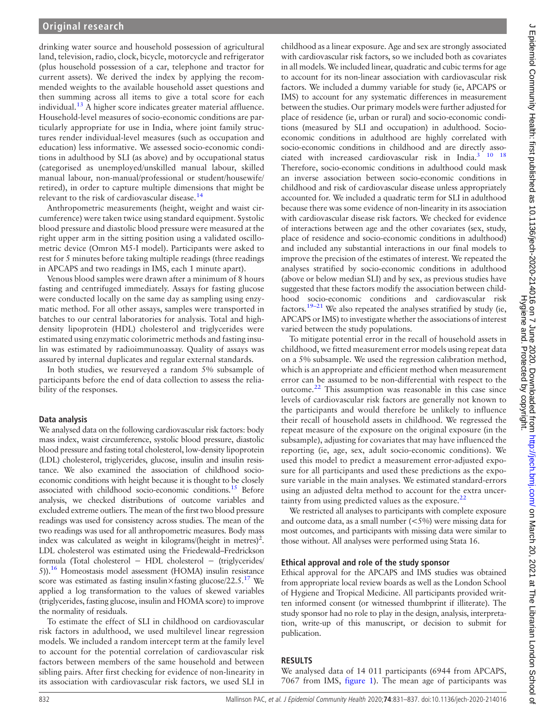drinking water source and household possession of agricultural land, television, radio, clock, bicycle, motorcycle and refrigerator (plus household possession of a car, telephone and tractor for current assets). We derived the index by applying the recommended weights to the available household asset questions and then summing across all items to give a total score for each individual.[13] A higher score indicates greater material affluence. Household-level measures of socio-economic conditions are particularly appropriate for use in India, where joint family structures render individual-level measures (such as occupation and education) less informative. We assessed socio-economic conditions in adulthood by SLI (as above) and by occupational status (categorised as unemployed/unskilled manual labour, skilled manual labour, non-manual/professional or student/housewife/retired), in order to capture multiple dimensions that might be relevant to the risk of cardiovascular disease.[14]

Anthropometric measurements (height, weight and waist circumference) were taken twice using standard equipment. Systolic blood pressure and diastolic blood pressure were measured at the right upper arm in the sitting position using a validated oscillometric device (Omron M5-I model). Participants were asked to rest for 5 minutes before taking multiple readings (three readings in APCAPS and two readings in IMS, each 1 minute apart).

Venous blood samples were drawn after a minimum of 8 hours fasting and centrifuged immediately. Assays for fasting glucose were conducted locally on the same day as sampling using enzymatic method. For all other assays, samples were transported in batches to our central laboratories for analysis. Total and high-density lipoprotein (HDL) cholesterol and triglycerides were estimated using enzymatic colorimetric methods and fasting insulin was estimated by radioimmunoassay. Quality of assays was assured by internal duplicates and regular external standards.

In both studies, we resurveyed a random 5% subsample of participants before the end of data collection to assess the reliability of the responses.

## Data analysis

We analysed data on the following cardiovascular risk factors: body mass index, waist circumference, systolic blood pressure, diastolic blood pressure and fasting total cholesterol, low-density lipoprotein (LDL) cholesterol, triglycerides, glucose, insulin and insulin resistance. We also examined the association of childhood socio-economic conditions with height because it is thought to be closely associated with childhood socio-economic conditions.[15] Before analysis, we checked distributions of outcome variables and excluded extreme outliers. The mean of the first two blood pressure readings was used for consistency across studies. The mean of the two readings was used for all anthropometric measures. Body mass index was calculated as weight in kilograms/(height in metres)$^2$. LDL cholesterol was estimated using the Friedewald–Fredrickson formula (Total cholesterol − HDL cholesterol − (triglycerides/5)).[16] Homeostasis model assessment (HOMA) insulin resistance score was estimated as fasting insulin×fasting glucose/22.5.[17] We applied a log transformation to the values of skewed variables (triglycerides, fasting glucose, insulin and HOMA score) to improve the normality of residuals.

To estimate the effect of SLI in childhood on cardiovascular risk factors in adulthood, we used multilevel linear regression models. We included a random intercept term at the family level to account for the potential correlation of cardiovascular risk factors between members of the same household and between sibling pairs. After first checking for evidence of non-linearity in its association with cardiovascular risk factors, we used SLI in childhood as a linear exposure. Age and sex are strongly associated with cardiovascular risk factors, so we included both as covariates in all models. We included linear, quadratic and cubic terms for age to account for its non-linear association with cardiovascular risk factors. We included a dummy variable for study (ie, APCAPS or IMS) to account for any systematic differences in measurement between the studies. Our primary models were further adjusted for place of residence (ie, urban or rural) and socio-economic conditions (measured by SLI and occupation) in adulthood. Socio-economic conditions in adulthood are highly correlated with socio-economic conditions in childhood and are directly associated with increased cardiovascular risk in India.[3,10,18] Therefore, socio-economic conditions in adulthood could mask an inverse association between socio-economic conditions in childhood and risk of cardiovascular disease unless appropriately accounted for. We included a quadratic term for SLI in adulthood because there was some evidence of non-linearity in its association with cardiovascular disease risk factors. We checked for evidence of interactions between age and the other covariates (sex, study, place of residence and socio-economic conditions in adulthood) and included any substantial interactions in our final models to improve the precision of the estimates of interest. We repeated the analyses stratified by socio-economic conditions in adulthood (above or below median SLI) and by sex, as previous studies have suggested that these factors modify the association between childhood socio-economic conditions and cardiovascular risk factors.[19–21] We also repeated the analyses stratified by study (ie, APCAPS or IMS) to investigate whether the associations of interest varied between the study populations.

To mitigate potential error in the recall of household assets in childhood, we fitted measurement error models using repeat data on a 5% subsample. We used the regression calibration method, which is an appropriate and efficient method when measurement error can be assumed to be non-differential with respect to the outcome.[22] This assumption was reasonable in this case since levels of cardiovascular risk factors are generally not known to the participants and would therefore be unlikely to influence their recall of household assets in childhood. We regressed the repeat measure of the exposure on the original exposure (in the subsample), adjusting for covariates that may have influenced the reporting (ie, age, sex, adult socio-economic conditions). We used this model to predict a measurement error-adjusted exposure for all participants and used these predictions as the exposure variable in the main analyses. We estimated standard-errors using an adjusted delta method to account for the extra uncertainty from using predicted values as the exposure.[22]

We restricted all analyses to participants with complete exposure and outcome data, as a small number (<5%) were missing data for most outcomes, and participants with missing data were similar to those without. All analyses were performed using Stata 16.

## Ethical approval and role of the study sponsor

Ethical approval for the APCAPS and IMS studies was obtained from appropriate local review boards as well as the London School of Hygiene and Tropical Medicine. All participants provided written informed consent (or witnessed thumbprint if illiterate). The study sponsor had no role to play in the design, analysis, interpretation, write-up of this manuscript, or decision to submit for publication.

# RESULTS

We analysed data of 14 011 participants (6944 from APCAPS, 7067 from IMS, figure 1). The mean age of participants was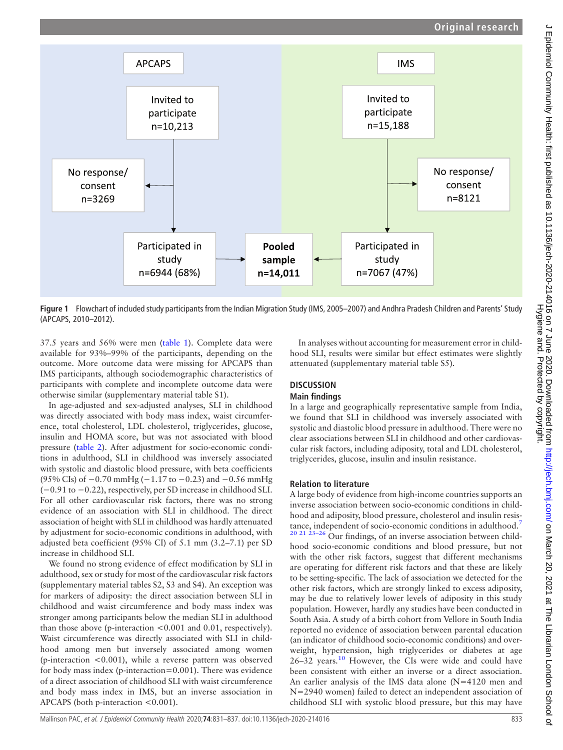APCAPS

Invited to participate n=10,213

No response/ consent n=3269

Participated in study n=6944 (68%)

IMS

Invited to participate n=15,188

No response/ consent n=8121

Participated in study n=7067 (47%)

**Pooled sample n=14,011**

**Figure 1** Flowchart of included study participants from the Indian Migration Study (IMS, 2005–2007) and Andhra Pradesh Children and Parents' Study (APCAPS, 2010–2012).

37.5 years and 56% were men (table 1). Complete data were available for 93%–99% of the participants, depending on the outcome. More outcome data were missing for APCAPS than IMS participants, although sociodemographic characteristics of participants with complete and incomplete outcome data were otherwise similar (supplementary material table S1).

In age-adjusted and sex-adjusted analyses, SLI in childhood was directly associated with body mass index, waist circumference, total cholesterol, LDL cholesterol, triglycerides, glucose, insulin and HOMA score, but was not associated with blood pressure (table 2). After adjustment for socio-economic conditions in adulthood, SLI in childhood was inversely associated with systolic and diastolic blood pressure, with beta coefficients (95% CIs) of −0.70 mmHg (−1.17 to −0.23) and −0.56 mmHg (−0.91 to −0.22), respectively, per SD increase in childhood SLI. For all other cardiovascular risk factors, there was no strong evidence of an association with SLI in childhood. The direct association of height with SLI in childhood was hardly attenuated by adjustment for socio-economic conditions in adulthood, with adjusted beta coefficient (95% CI) of 5.1 mm (3.2–7.1) per SD increase in childhood SLI.

We found no strong evidence of effect modification by SLI in adulthood, sex or study for most of the cardiovascular risk factors (supplementary material tables S2, S3 and S4). An exception was for markers of adiposity: the direct association between SLI in childhood and waist circumference and body mass index was stronger among participants below the median SLI in adulthood than those above (p-interaction <0.001 and 0.01, respectively). Waist circumference was directly associated with SLI in childhood among men but inversely associated among women (p-interaction <0.001), while a reverse pattern was observed for body mass index (p-interaction=0.001). There was evidence of a direct association of childhood SLI with waist circumference and body mass index in IMS, but an inverse association in APCAPS (both p-interaction <0.001).

In analyses without accounting for measurement error in childhood SLI, results were similar but effect estimates were slightly attenuated (supplementary material table S5).

## DISCUSSION

### Main findings

In a large and geographically representative sample from India, we found that SLI in childhood was inversely associated with systolic and diastolic blood pressure in adulthood. There were no clear associations between SLI in childhood and other cardiovascular risk factors, including adiposity, total and LDL cholesterol, triglycerides, glucose, insulin and insulin resistance.

### Relation to literature

A large body of evidence from high-income countries supports an inverse association between socio-economic conditions in childhood and adiposity, blood pressure, cholesterol and insulin resistance, independent of socio-economic conditions in adulthood.[7 20 21 23–26] Our findings, of an inverse association between childhood socio-economic conditions and blood pressure, but not with the other risk factors, suggest that different mechanisms are operating for different risk factors and that these are likely to be setting-specific. The lack of association we detected for the other risk factors, which are strongly linked to excess adiposity, may be due to relatively lower levels of adiposity in this study population. However, hardly any studies have been conducted in South Asia. A study of a birth cohort from Vellore in South India reported no evidence of association between parental education (an indicator of childhood socio-economic conditions) and overweight, hypertension, high triglycerides or diabetes at age 26–32 years.[10] However, the CIs were wide and could have been consistent with either an inverse or a direct association. An earlier analysis of the IMS data alone (N=4120 men and N=2940 women) failed to detect an independent association of childhood SLI with systolic blood pressure, but this may have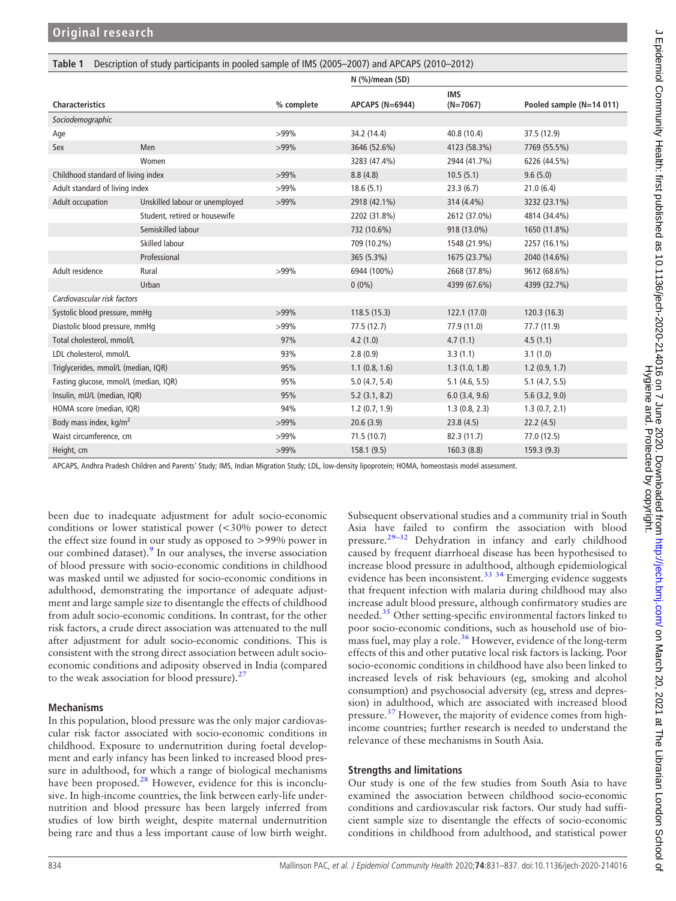**Table 1** Description of study participants in pooled sample of IMS (2005–2007) and APCAPS (2010–2012)

| Characteristics | | % complete | N (%)/mean (SD) APCAPS (N=6944) | IMS (N=7067) | Pooled sample (N=14 011) |
|---|---|---|---|---|---|
| *Sociodemographic* | | | | | |
| Age | | >99% | 34.2 (14.4) | 40.8 (10.4) | 37.5 (12.9) |
| Sex | Men | >99% | 3646 (52.6%) | 4123 (58.3%) | 7769 (55.5%) |
| | Women | | 3283 (47.4%) | 2944 (41.7%) | 6226 (44.5%) |
| Childhood standard of living index | | >99% | 8.8 (4.8) | 10.5 (5.1) | 9.6 (5.0) |
| Adult standard of living index | | >99% | 18.6 (5.1) | 23.3 (6.7) | 21.0 (6.4) |
| Adult occupation | Unskilled labour or unemployed | >99% | 2918 (42.1%) | 314 (4.4%) | 3232 (23.1%) |
| | Student, retired or housewife | | 2202 (31.8%) | 2612 (37.0%) | 4814 (34.4%) |
| | Semiskilled labour | | 732 (10.6%) | 918 (13.0%) | 1650 (11.8%) |
| | Skilled labour | | 709 (10.2%) | 1548 (21.9%) | 2257 (16.1%) |
| | Professional | | 365 (5.3%) | 1675 (23.7%) | 2040 (14.6%) |
| Adult residence | Rural | >99% | 6944 (100%) | 2668 (37.8%) | 9612 (68.6%) |
| | Urban | | 0 (0%) | 4399 (67.6%) | 4399 (32.7%) |
| *Cardiovascular risk factors* | | | | | |
| Systolic blood pressure, mmHg | | >99% | 118.5 (15.3) | 122.1 (17.0) | 120.3 (16.3) |
| Diastolic blood pressure, mmHg | | >99% | 77.5 (12.7) | 77.9 (11.0) | 77.7 (11.9) |
| Total cholesterol, mmol/L | | 97% | 4.2 (1.0) | 4.7 (1.1) | 4.5 (1.1) |
| LDL cholesterol, mmol/L | | 93% | 2.8 (0.9) | 3.3 (1.1) | 3.1 (1.0) |
| Triglycerides, mmol/L (median, IQR) | | 95% | 1.1 (0.8, 1.6) | 1.3 (1.0, 1.8) | 1.2 (0.9, 1.7) |
| Fasting glucose, mmol/L (median, IQR) | | 95% | 5.0 (4.7, 5.4) | 5.1 (4.6, 5.5) | 5.1 (4.7, 5.5) |
| Insulin, mU/L (median, IQR) | | 95% | 5.2 (3.1, 8.2) | 6.0 (3.4, 9.6) | 5.6 (3.2, 9.0) |
| HOMA score (median, IQR) | | 94% | 1.2 (0.7, 1.9) | 1.3 (0.8, 2.3) | 1.3 (0.7, 2.1) |
| Body mass index, kg/m$^2$ | | >99% | 20.6 (3.9) | 23.8 (4.5) | 22.2 (4.5) |
| Waist circumference, cm | | >99% | 71.5 (10.7) | 82.3 (11.7) | 77.0 (12.5) |
| Height, cm | | >99% | 158.1 (9.5) | 160.3 (8.8) | 159.3 (9.3) |

APCAPS, Andhra Pradesh Children and Parents' Study; IMS, Indian Migration Study; LDL, low-density lipoprotein; HOMA, homeostasis model assessment.

been due to inadequate adjustment for adult socio-economic conditions or lower statistical power (<30% power to detect the effect size found in our study as opposed to >99% power in our combined dataset).[9] In our analyses, the inverse association of blood pressure with socio-economic conditions in childhood was masked until we adjusted for socio-economic conditions in adulthood, demonstrating the importance of adequate adjustment and large sample size to disentangle the effects of childhood from adult socio-economic conditions. In contrast, for the other risk factors, a crude direct association was attenuated to the null after adjustment for adult socio-economic conditions. This is consistent with the strong direct association between adult socio-economic conditions and adiposity observed in India (compared to the weak association for blood pressure).[27]

### Mechanisms

In this population, blood pressure was the only major cardiovascular risk factor associated with socio-economic conditions in childhood. Exposure to undernutrition during foetal development and early infancy has been linked to increased blood pressure in adulthood, for which a range of biological mechanisms have been proposed.[28] However, evidence for this is inconclusive. In high-income countries, the link between early-life undernutrition and blood pressure has been largely inferred from studies of low birth weight, despite maternal undernutrition being rare and thus a less important cause of low birth weight. Subsequent observational studies and a community trial in South Asia have failed to confirm the association with blood pressure.[29–32] Dehydration in infancy and early childhood caused by frequent diarrhoeal disease has been hypothesised to increase blood pressure in adulthood, although epidemiological evidence has been inconsistent.[33 34] Emerging evidence suggests that frequent infection with malaria during childhood may also increase adult blood pressure, although confirmatory studies are needed.[35] Other setting-specific environmental factors linked to poor socio-economic conditions, such as household use of biomass fuel, may play a role.[36] However, evidence of the long-term effects of this and other putative local risk factors is lacking. Poor socio-economic conditions in childhood have also been linked to increased levels of risk behaviours (eg, smoking and alcohol consumption) and psychosocial adversity (eg, stress and depression) in adulthood, which are associated with increased blood pressure.[37] However, the majority of evidence comes from high-income countries; further research is needed to understand the relevance of these mechanisms in South Asia.

### Strengths and limitations

Our study is one of the few studies from South Asia to have examined the association between childhood socio-economic conditions and cardiovascular risk factors. Our study had sufficient sample size to disentangle the effects of socio-economic conditions in childhood from adulthood, and statistical power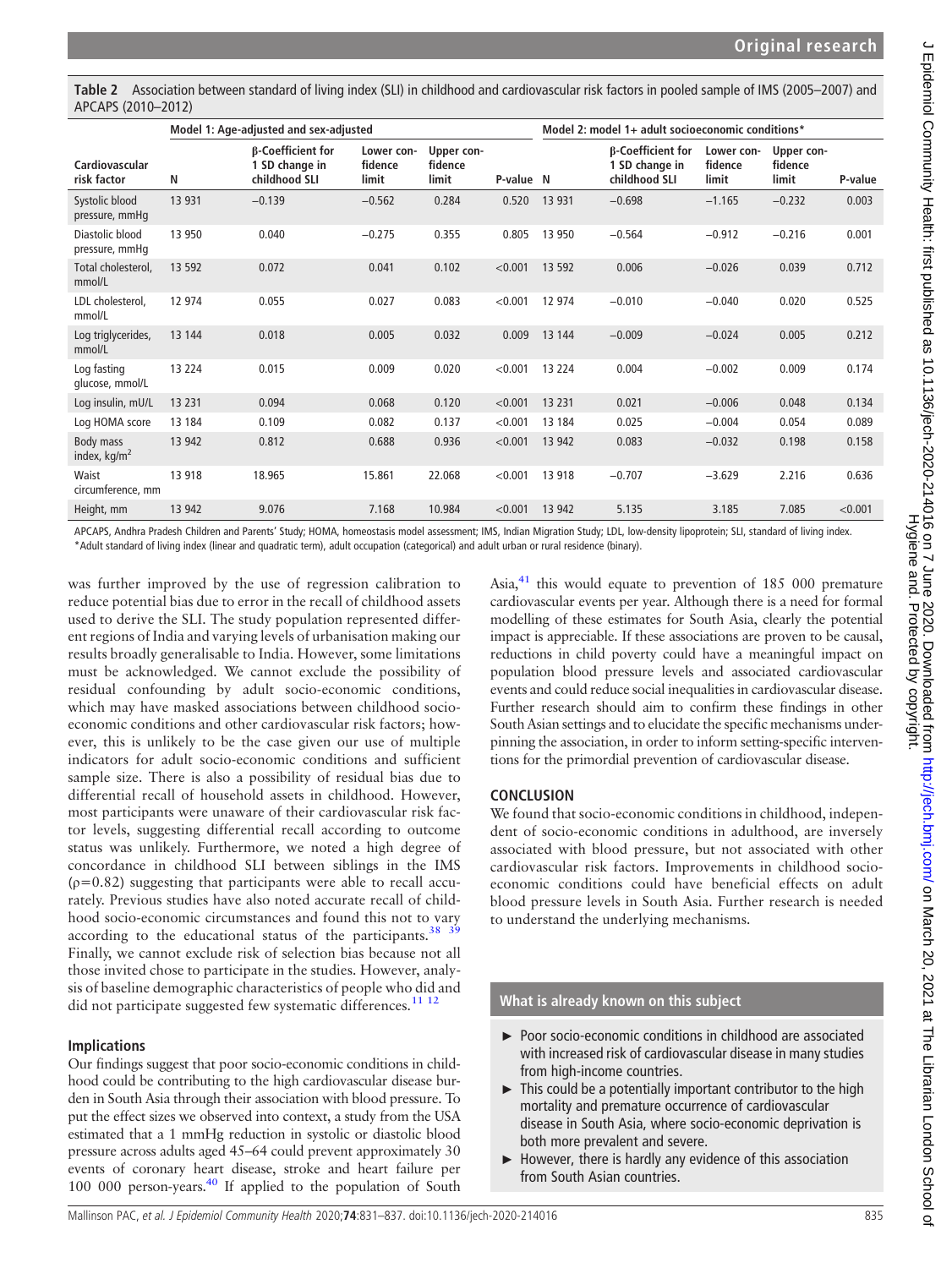**Table 2** Association between standard of living index (SLI) in childhood and cardiovascular risk factors in pooled sample of IMS (2005–2007) and APCAPS (2010–2012)

| | Model 1: Age-adjusted and sex-adjusted | | | | | Model 2: model 1+ adult socioeconomic conditions* | | | | |
|---|---|---|---|---|---|---|---|---|---|---|
| Cardiovascular risk factor | N | β-Coefficient for 1 SD change in childhood SLI | Lower confidence limit | Upper confidence limit | P-value | N | β-Coefficient for 1 SD change in childhood SLI | Lower confidence limit | Upper confidence limit | P-value |
| Systolic blood pressure, mmHg | 13 931 | −0.139 | −0.562 | 0.284 | 0.520 | 13 931 | −0.698 | −1.165 | −0.232 | 0.003 |
| Diastolic blood pressure, mmHg | 13 950 | 0.040 | −0.275 | 0.355 | 0.805 | 13 950 | −0.564 | −0.912 | −0.216 | 0.001 |
| Total cholesterol, mmol/L | 13 592 | 0.072 | 0.041 | 0.102 | <0.001 | 13 592 | 0.006 | −0.026 | 0.039 | 0.712 |
| LDL cholesterol, mmol/L | 12 974 | 0.055 | 0.027 | 0.083 | <0.001 | 12 974 | −0.010 | −0.040 | 0.020 | 0.525 |
| Log triglycerides, mmol/L | 13 144 | 0.018 | 0.005 | 0.032 | 0.009 | 13 144 | −0.009 | −0.024 | 0.005 | 0.212 |
| Log fasting glucose, mmol/L | 13 224 | 0.015 | 0.009 | 0.020 | <0.001 | 13 224 | 0.004 | −0.002 | 0.009 | 0.174 |
| Log insulin, mU/L | 13 231 | 0.094 | 0.068 | 0.120 | <0.001 | 13 231 | 0.021 | −0.006 | 0.048 | 0.134 |
| Log HOMA score | 13 184 | 0.109 | 0.082 | 0.137 | <0.001 | 13 184 | 0.025 | −0.004 | 0.054 | 0.089 |
| Body mass index, kg/m$^2$ | 13 942 | 0.812 | 0.688 | 0.936 | <0.001 | 13 942 | 0.083 | −0.032 | 0.198 | 0.158 |
| Waist circumference, mm | 13 918 | 18.965 | 15.861 | 22.068 | <0.001 | 13 918 | −0.707 | −3.629 | 2.216 | 0.636 |
| Height, mm | 13 942 | 9.076 | 7.168 | 10.984 | <0.001 | 13 942 | 5.135 | 3.185 | 7.085 | <0.001 |

APCAPS, Andhra Pradesh Children and Parents' Study; HOMA, homeostasis model assessment; IMS, Indian Migration Study; LDL, low-density lipoprotein; SLI, standard of living index.
*Adult standard of living index (linear and quadratic term), adult occupation (categorical) and adult urban or rural residence (binary).

was further improved by the use of regression calibration to reduce potential bias due to error in the recall of childhood assets used to derive the SLI. The study population represented different regions of India and varying levels of urbanisation making our results broadly generalisable to India. However, some limitations must be acknowledged. We cannot exclude the possibility of residual confounding by adult socio-economic conditions, which may have masked associations between childhood socio-economic conditions and other cardiovascular risk factors; however, this is unlikely to be the case given our use of multiple indicators for adult socio-economic conditions and sufficient sample size. There is also a possibility of residual bias due to differential recall of household assets in childhood. However, most participants were unaware of their cardiovascular risk factor levels, suggesting differential recall according to outcome status was unlikely. Furthermore, we noted a high degree of concordance in childhood SLI between siblings in the IMS ($\rho$=0.82) suggesting that participants were able to recall accurately. Previous studies have also noted accurate recall of childhood socio-economic circumstances and found this not to vary according to the educational status of the participants.[38 39] Finally, we cannot exclude risk of selection bias because not all those invited chose to participate in the studies. However, analysis of baseline demographic characteristics of people who did and did not participate suggested few systematic differences.[11 12]

## Implications

Our findings suggest that poor socio-economic conditions in childhood could be contributing to the high cardiovascular disease burden in South Asia through their association with blood pressure. To put the effect sizes we observed into context, a study from the USA estimated that a 1 mmHg reduction in systolic or diastolic blood pressure across adults aged 45–64 could prevent approximately 30 events of coronary heart disease, stroke and heart failure per 100 000 person-years.[40] If applied to the population of South Asia,[41] this would equate to prevention of 185 000 premature cardiovascular events per year. Although there is a need for formal modelling of these estimates for South Asia, clearly the potential impact is appreciable. If these associations are proven to be causal, reductions in child poverty could have a meaningful impact on population blood pressure levels and associated cardiovascular events and could reduce social inequalities in cardiovascular disease. Further research should aim to confirm these findings in other South Asian settings and to elucidate the specific mechanisms underpinning the association, in order to inform setting-specific interventions for the primordial prevention of cardiovascular disease.

## CONCLUSION

We found that socio-economic conditions in childhood, independent of socio-economic conditions in adulthood, are inversely associated with blood pressure, but not associated with other cardiovascular risk factors. Improvements in childhood socio-economic conditions could have beneficial effects on adult blood pressure levels in South Asia. Further research is needed to understand the underlying mechanisms.

### What is already known on this subject

- Poor socio-economic conditions in childhood are associated with increased risk of cardiovascular disease in many studies from high-income countries.
- This could be a potentially important contributor to the high mortality and premature occurrence of cardiovascular disease in South Asia, where socio-economic deprivation is both more prevalent and severe.
- However, there is hardly any evidence of this association from South Asian countries.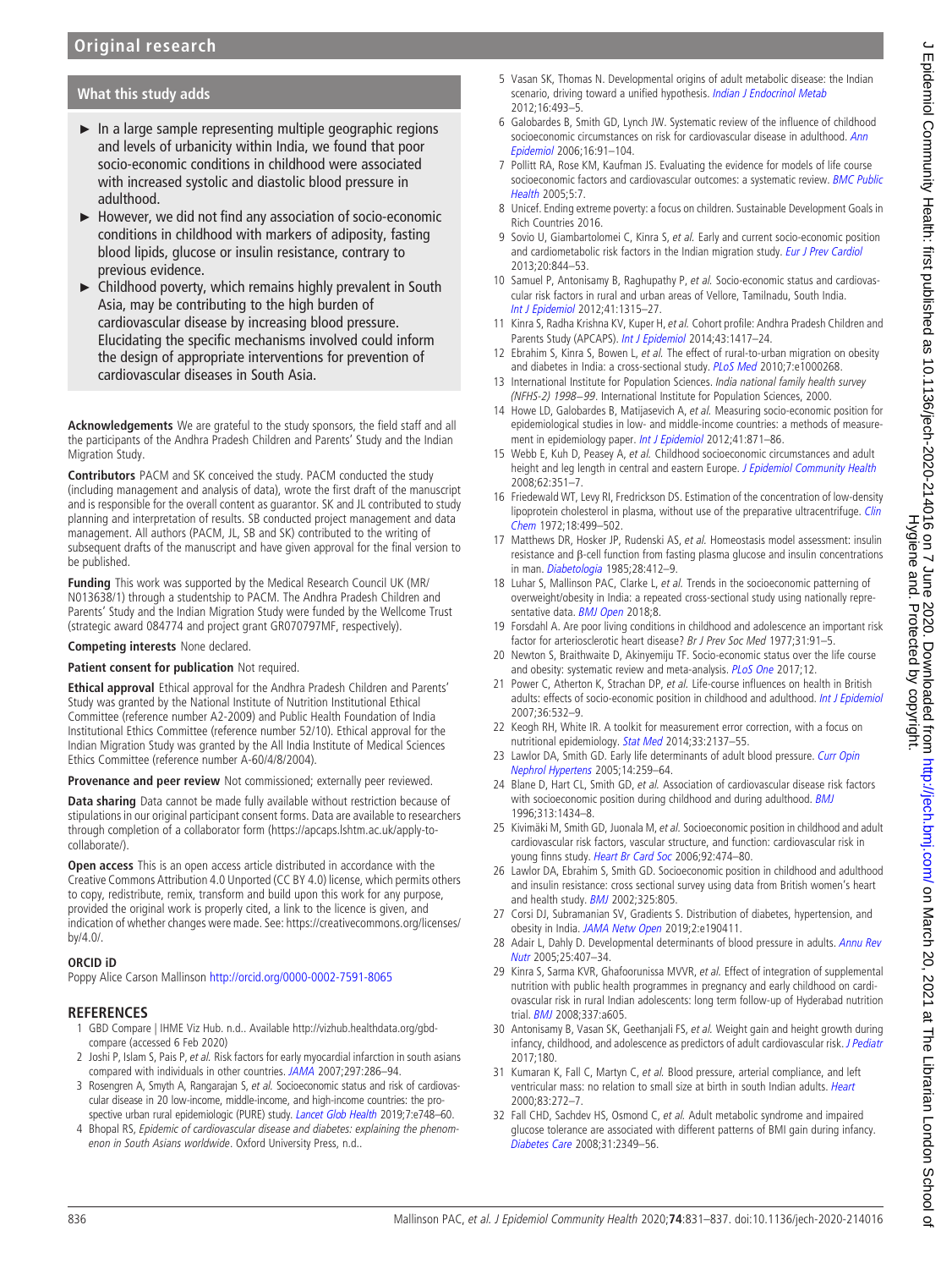## What this study adds

- In a large sample representing multiple geographic regions and levels of urbanicity within India, we found that poor socio-economic conditions in childhood were associated with increased systolic and diastolic blood pressure in adulthood.
- However, we did not find any association of socio-economic conditions in childhood with markers of adiposity, fasting blood lipids, glucose or insulin resistance, contrary to previous evidence.
- Childhood poverty, which remains highly prevalent in South Asia, may be contributing to the high burden of cardiovascular disease by increasing blood pressure. Elucidating the specific mechanisms involved could inform the design of appropriate interventions for prevention of cardiovascular diseases in South Asia.

**Acknowledgements** We are grateful to the study sponsors, the field staff and all the participants of the Andhra Pradesh Children and Parents' Study and the Indian Migration Study.

**Contributors** PACM and SK conceived the study. PACM conducted the study (including management and analysis of data), wrote the first draft of the manuscript and is responsible for the overall content as guarantor. SK and JL contributed to study planning and interpretation of results. SB conducted project management and data management. All authors (PACM, JL, SB and SK) contributed to the writing of subsequent drafts of the manuscript and have given approval for the final version to be published.

**Funding** This work was supported by the Medical Research Council UK (MR/N013638/1) through a studentship to PACM. The Andhra Pradesh Children and Parents' Study and the Indian Migration Study were funded by the Wellcome Trust (strategic award 084774 and project grant GR070797MF, respectively).

**Competing interests** None declared.

**Patient consent for publication** Not required.

**Ethical approval** Ethical approval for the Andhra Pradesh Children and Parents' Study was granted by the National Institute of Nutrition Institutional Ethical Committee (reference number A2-2009) and Public Health Foundation of India Institutional Ethics Committee (reference number 52/10). Ethical approval for the Indian Migration Study was granted by the All India Institute of Medical Sciences Ethics Committee (reference number A-60/4/8/2004).

**Provenance and peer review** Not commissioned; externally peer reviewed.

**Data sharing** Data cannot be made fully available without restriction because of stipulations in our original participant consent forms. Data are available to researchers through completion of a collaborator form (https://apcaps.lshtm.ac.uk/apply-to-collaborate/).

**Open access** This is an open access article distributed in accordance with the Creative Commons Attribution 4.0 Unported (CC BY 4.0) license, which permits others to copy, redistribute, remix, transform and build upon this work for any purpose, provided the original work is properly cited, a link to the licence is given, and indication of whether changes were made. See: https://creativecommons.org/licenses/by/4.0/.

### ORCID iD

Poppy Alice Carson Mallinson http://orcid.org/0000-0002-7591-8065

## REFERENCES

1. GBD Compare | IHME Viz Hub. n.d.. Available http://vizhub.healthdata.org/gbd-compare (accessed 6 Feb 2020)
2. Joshi P, Islam S, Pais P, *et al.* Risk factors for early myocardial infarction in south asians compared with individuals in other countries. *JAMA* 2007;297:286–94.
3. Rosengren A, Smyth A, Rangarajan S, *et al.* Socioeconomic status and risk of cardiovascular disease in 20 low-income, middle-income, and high-income countries: the prospective urban rural epidemiologic (PURE) study. *Lancet Glob Health* 2019;7:e748–60.
4. Bhopal RS, *Epidemic of cardiovascular disease and diabetes: explaining the phenomenon in South Asians worldwide*. Oxford University Press, n.d..
5. Vasan SK, Thomas N. Developmental origins of adult metabolic disease: the Indian scenario, driving toward a unified hypothesis. *Indian J Endocrinol Metab* 2012;16:493–5.
6. Galobardes B, Smith GD, Lynch JW. Systematic review of the influence of childhood socioeconomic circumstances on risk for cardiovascular disease in adulthood. *Ann Epidemiol* 2006;16:91–104.
7. Pollitt RA, Rose KM, Kaufman JS. Evaluating the evidence for models of life course socioeconomic factors and cardiovascular outcomes: a systematic review. *BMC Public Health* 2005;5:7.
8. Unicef. Ending extreme poverty: a focus on children. Sustainable Development Goals in Rich Countries 2016.
9. Sovio U, Giambartolomei C, Kinra S, *et al.* Early and current socio-economic position and cardiometabolic risk factors in the Indian migration study. *Eur J Prev Cardiol* 2013;20:844–53.
10. Samuel P, Antonisamy B, Raghupathy P, *et al.* Socio-economic status and cardiovascular risk factors in rural and urban areas of Vellore, Tamilnadu, South India. *Int J Epidemiol* 2012;41:1315–27.
11. Kinra S, Radha Krishna KV, Kuper H, *et al.* Cohort profile: Andhra Pradesh Children and Parents Study (APCAPS). *Int J Epidemiol* 2014;43:1417–24.
12. Ebrahim S, Kinra S, Bowen L, *et al.* The effect of rural-to-urban migration on obesity and diabetes in India: a cross-sectional study. *PLoS Med* 2010;7:e1000268.
13. International Institute for Population Sciences. *India national family health survey (NFHS-2) 1998–99*. International Institute for Population Sciences, 2000.
14. Howe LD, Galobardes B, Matijasevich A, *et al.* Measuring socio-economic position for epidemiological studies in low- and middle-income countries: a methods of measurement in epidemiology paper. *Int J Epidemiol* 2012;41:871–86.
15. Webb E, Kuh D, Peasey A, *et al.* Childhood socioeconomic circumstances and adult height and leg length in central and eastern Europe. *J Epidemiol Community Health* 2008;62:351–7.
16. Friedewald WT, Levy RI, Fredrickson DS. Estimation of the concentration of low-density lipoprotein cholesterol in plasma, without use of the preparative ultracentrifuge. *Clin Chem* 1972;18:499–502.
17. Matthews DR, Hosker JP, Rudenski AS, *et al.* Homeostasis model assessment: insulin resistance and β-cell function from fasting plasma glucose and insulin concentrations in man. *Diabetologia* 1985;28:412–9.
18. Luhar S, Mallinson PAC, Clarke L, *et al.* Trends in the socioeconomic patterning of overweight/obesity in India: a repeated cross-sectional study using nationally representative data. *BMJ Open* 2018;8.
19. Forsdahl A. Are poor living conditions in childhood and adolescence an important risk factor for arteriosclerotic heart disease? Br J Prev Soc Med 1977;31:91–5.
20. Newton S, Braithwaite D, Akinyemiju TF. Socio-economic status over the life course and obesity: systematic review and meta-analysis. *PLoS One* 2017;12.
21. Power C, Atherton K, Strachan DP, *et al.* Life-course influences on health in British adults: effects of socio-economic position in childhood and adulthood. *Int J Epidemiol* 2007;36:532–9.
22. Keogh RH, White IR. A toolkit for measurement error correction, with a focus on nutritional epidemiology. *Stat Med* 2014;33:2137–55.
23. Lawlor DA, Smith GD. Early life determinants of adult blood pressure. *Curr Opin Nephrol Hypertens* 2005;14:259–64.
24. Blane D, Hart CL, Smith GD, *et al.* Association of cardiovascular disease risk factors with socioeconomic position during childhood and during adulthood. *BMJ* 1996;313:1434–8.
25. Kivimäki M, Smith GD, Juonala M, *et al.* Socioeconomic position in childhood and adult cardiovascular risk factors, vascular structure, and function: cardiovascular risk in young finns study. *Heart Br Card Soc* 2006;92:474–80.
26. Lawlor DA, Ebrahim S, Smith GD. Socioeconomic position in childhood and adulthood and insulin resistance: cross sectional survey using data from British women's heart and health study. *BMJ* 2002;325:805.
27. Corsi DJ, Subramanian SV, Gradients S. Distribution of diabetes, hypertension, and obesity in India. *JAMA Netw Open* 2019;2:e190411.
28. Adair L, Dahly D. Developmental determinants of blood pressure in adults. *Annu Rev Nutr* 2005;25:407–34.
29. Kinra S, Sarma KVR, Ghafoorunissa MVVR, *et al.* Effect of integration of supplemental nutrition with public health programmes in pregnancy and early childhood on cardiovascular risk in rural Indian adolescents: long term follow-up of Hyderabad nutrition trial. *BMJ* 2008;337:a605.
30. Antonisamy B, Vasan SK, Geethanjali FS, *et al.* Weight gain and height growth during infancy, childhood, and adolescence as predictors of adult cardiovascular risk. *J Pediatr* 2017;180.
31. Kumaran K, Fall C, Martyn C, *et al.* Blood pressure, arterial compliance, and left ventricular mass: no relation to small size at birth in south Indian adults. *Heart* 2000;83:272–7.
32. Fall CHD, Sachdev HS, Osmond C, *et al.* Adult metabolic syndrome and impaired glucose tolerance are associated with different patterns of BMI gain during infancy. *Diabetes Care* 2008;31:2349–56.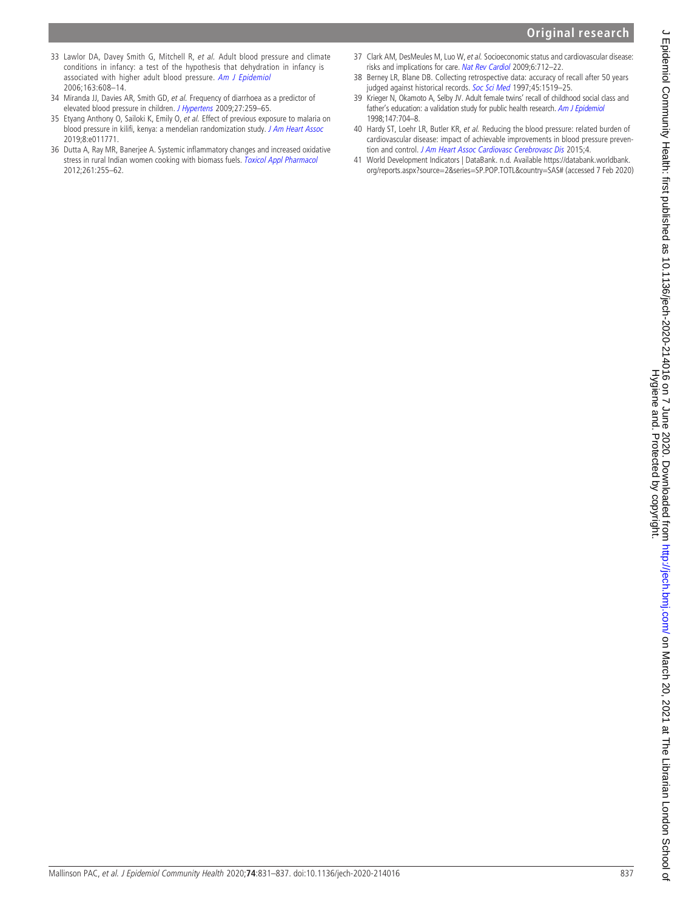33 Lawlor DA, Davey Smith G, Mitchell R, *et al.* Adult blood pressure and climate conditions in infancy: a test of the hypothesis that dehydration in infancy is associated with higher adult blood pressure. *Am J Epidemiol* 2006;163:608–14.

34 Miranda JJ, Davies AR, Smith GD, *et al.* Frequency of diarrhoea as a predictor of elevated blood pressure in children. *J Hypertens* 2009;27:259–65.

35 Etyang Anthony O, Sailoki K, Emily O, *et al.* Effect of previous exposure to malaria on blood pressure in kilifi, kenya: a mendelian randomization study. *J Am Heart Assoc* 2019;8:e011771.

36 Dutta A, Ray MR, Banerjee A. Systemic inflammatory changes and increased oxidative stress in rural Indian women cooking with biomass fuels. *Toxicol Appl Pharmacol* 2012;261:255–62.

37 Clark AM, DesMeules M, Luo W, *et al.* Socioeconomic status and cardiovascular disease: risks and implications for care. *Nat Rev Cardiol* 2009;6:712–22.

38 Berney LR, Blane DB. Collecting retrospective data: accuracy of recall after 50 years judged against historical records. *Soc Sci Med* 1997;45:1519–25.

39 Krieger N, Okamoto A, Selby JV. Adult female twins' recall of childhood social class and father's education: a validation study for public health research. *Am J Epidemiol* 1998;147:704–8.

40 Hardy ST, Loehr LR, Butler KR, *et al.* Reducing the blood pressure: related burden of cardiovascular disease: impact of achievable improvements in blood pressure prevention and control. *J Am Heart Assoc Cardiovasc Cerebrovasc Dis* 2015;4.

41 World Development Indicators | DataBank. n.d. Available https://databank.worldbank.org/reports.aspx?source=2&series=SP.POP.TOTL&country=SAS# (accessed 7 Feb 2020)